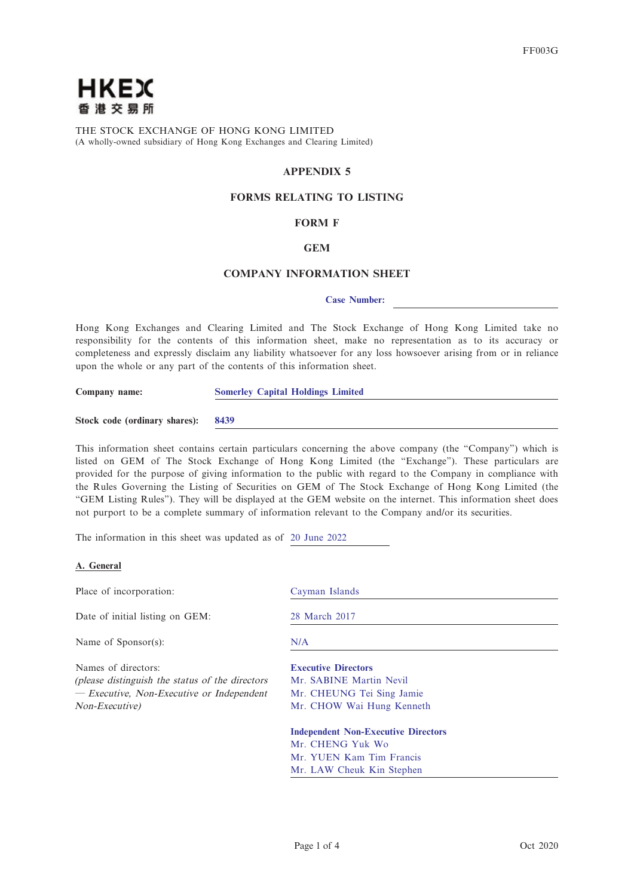FF003G

HKEX
香港交易所

THE STOCK EXCHANGE OF HONG KONG LIMITED
(A wholly-owned subsidiary of Hong Kong Exchanges and Clearing Limited)

# APPENDIX 5

## FORMS RELATING TO LISTING

## FORM F

## GEM

## COMPANY INFORMATION SHEET

**Case Number:** ____________________

Hong Kong Exchanges and Clearing Limited and The Stock Exchange of Hong Kong Limited take no responsibility for the contents of this information sheet, make no representation as to its accuracy or completeness and expressly disclaim any liability whatsoever for any loss howsoever arising from or in reliance upon the whole or any part of the contents of this information sheet.

**Company name:** **Somerley Capital Holdings Limited**

**Stock code (ordinary shares):** **8439**

This information sheet contains certain particulars concerning the above company (the "Company") which is listed on GEM of The Stock Exchange of Hong Kong Limited (the "Exchange"). These particulars are provided for the purpose of giving information to the public with regard to the Company in compliance with the Rules Governing the Listing of Securities on GEM of The Stock Exchange of Hong Kong Limited (the "GEM Listing Rules"). They will be displayed at the GEM website on the internet. This information sheet does not purport to be a complete summary of information relevant to the Company and/or its securities.

The information in this sheet was updated as of 20 June 2022

**A. General**

Place of incorporation: Cayman Islands

Date of initial listing on GEM: 28 March 2017

Name of Sponsor(s): N/A

Names of directors:
*(please distinguish the status of the directors — Executive, Non-Executive or Independent Non-Executive)*

**Executive Directors**
Mr. SABINE Martin Nevil
Mr. CHEUNG Tei Sing Jamie
Mr. CHOW Wai Hung Kenneth

**Independent Non-Executive Directors**
Mr. CHENG Yuk Wo
Mr. YUEN Kam Tim Francis
Mr. LAW Cheuk Kin Stephen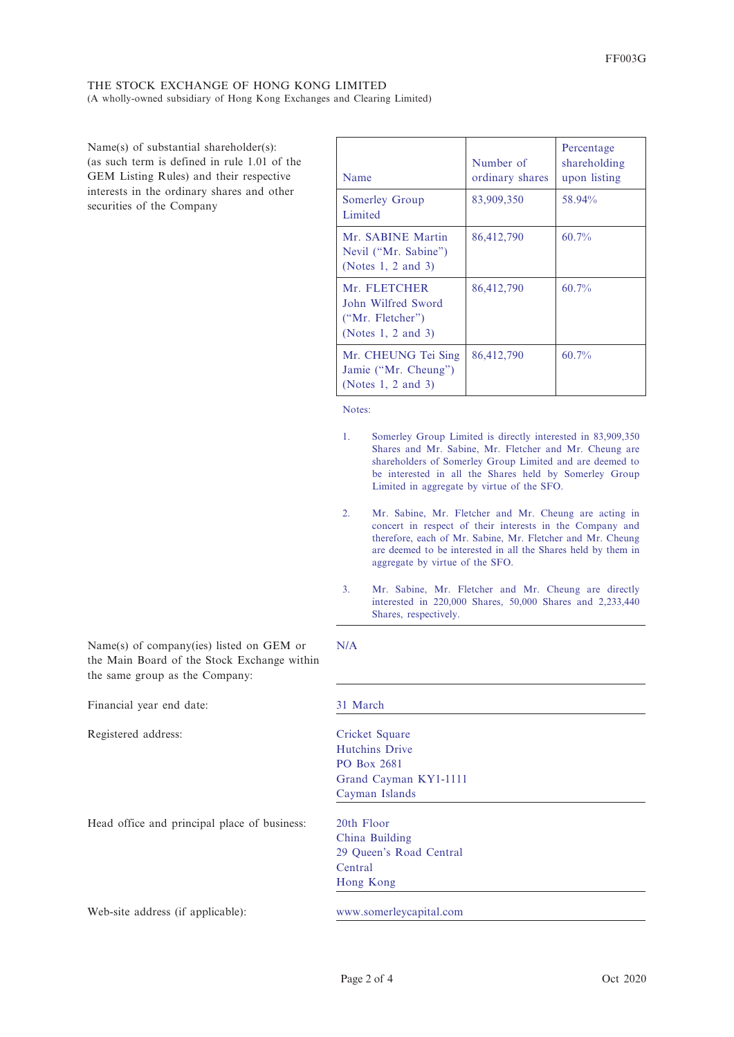THE STOCK EXCHANGE OF HONG KONG LIMITED
(A wholly-owned subsidiary of Hong Kong Exchanges and Clearing Limited)

Name(s) of substantial shareholder(s): (as such term is defined in rule 1.01 of the GEM Listing Rules) and their respective interests in the ordinary shares and other securities of the Company

| Name | Number of ordinary shares | Percentage shareholding upon listing |
|---|---|---|
| Somerley Group Limited | 83,909,350 | 58.94% |
| Mr. SABINE Martin Nevil ("Mr. Sabine") (Notes 1, 2 and 3) | 86,412,790 | 60.7% |
| Mr. FLETCHER John Wilfred Sword ("Mr. Fletcher") (Notes 1, 2 and 3) | 86,412,790 | 60.7% |
| Mr. CHEUNG Tei Sing Jamie ("Mr. Cheung") (Notes 1, 2 and 3) | 86,412,790 | 60.7% |

Notes:

1. Somerley Group Limited is directly interested in 83,909,350 Shares and Mr. Sabine, Mr. Fletcher and Mr. Cheung are shareholders of Somerley Group Limited and are deemed to be interested in all the Shares held by Somerley Group Limited in aggregate by virtue of the SFO.

2. Mr. Sabine, Mr. Fletcher and Mr. Cheung are acting in concert in respect of their interests in the Company and therefore, each of Mr. Sabine, Mr. Fletcher and Mr. Cheung are deemed to be interested in all the Shares held by them in aggregate by virtue of the SFO.

3. Mr. Sabine, Mr. Fletcher and Mr. Cheung are directly interested in 220,000 Shares, 50,000 Shares and 2,233,440 Shares, respectively.

Name(s) of company(ies) listed on GEM or the Main Board of the Stock Exchange within the same group as the Company: N/A

Financial year end date: 31 March

Registered address:
Cricket Square
Hutchins Drive
PO Box 2681
Grand Cayman KY1-1111
Cayman Islands

Head office and principal place of business:
20th Floor
China Building
29 Queen's Road Central
Central
Hong Kong

Web-site address (if applicable): www.somerleycapital.com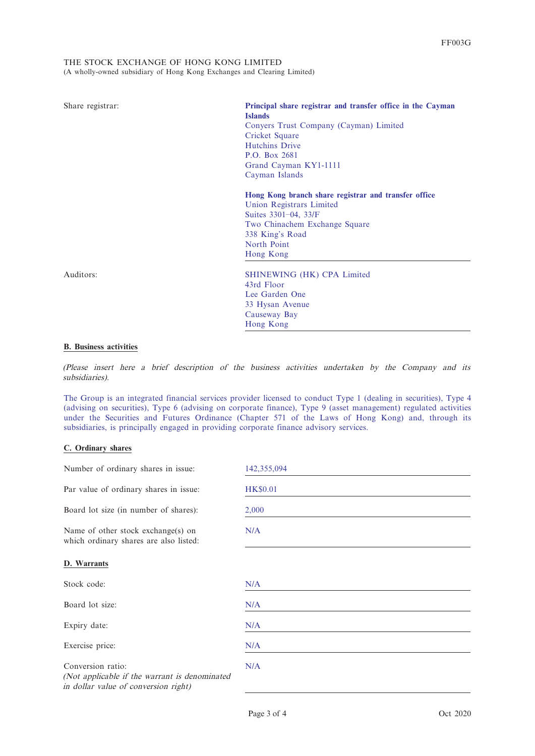FF003G

THE STOCK EXCHANGE OF HONG KONG LIMITED
(A wholly-owned subsidiary of Hong Kong Exchanges and Clearing Limited)

| | |
|---|---|
| Share registrar: | **Principal share registrar and transfer office in the Cayman Islands**<br>Conyers Trust Company (Cayman) Limited<br>Cricket Square<br>Hutchins Drive<br>P.O. Box 2681<br>Grand Cayman KY1-1111<br>Cayman Islands<br><br>**Hong Kong branch share registrar and transfer office**<br>Union Registrars Limited<br>Suites 3301–04, 33/F<br>Two Chinachem Exchange Square<br>338 King's Road<br>North Point<br>Hong Kong |
| Auditors: | SHINEWING (HK) CPA Limited<br>43rd Floor<br>Lee Garden One<br>33 Hysan Avenue<br>Causeway Bay<br>Hong Kong |

## B. Business activities

*(Please insert here a brief description of the business activities undertaken by the Company and its subsidiaries).*

The Group is an integrated financial services provider licensed to conduct Type 1 (dealing in securities), Type 4 (advising on securities), Type 6 (advising on corporate finance), Type 9 (asset management) regulated activities under the Securities and Futures Ordinance (Chapter 571 of the Laws of Hong Kong) and, through its subsidiaries, is principally engaged in providing corporate finance advisory services.

## C. Ordinary shares

| | |
|---|---|
| Number of ordinary shares in issue: | 142,355,094 |
| Par value of ordinary shares in issue: | HK$0.01 |
| Board lot size (in number of shares): | 2,000 |
| Name of other stock exchange(s) on which ordinary shares are also listed: | N/A |

## D. Warrants

| | |
|---|---|
| Stock code: | N/A |
| Board lot size: | N/A |
| Expiry date: | N/A |
| Exercise price: | N/A |
| Conversion ratio:<br>*(Not applicable if the warrant is denominated in dollar value of conversion right)* | N/A |

Oct 2020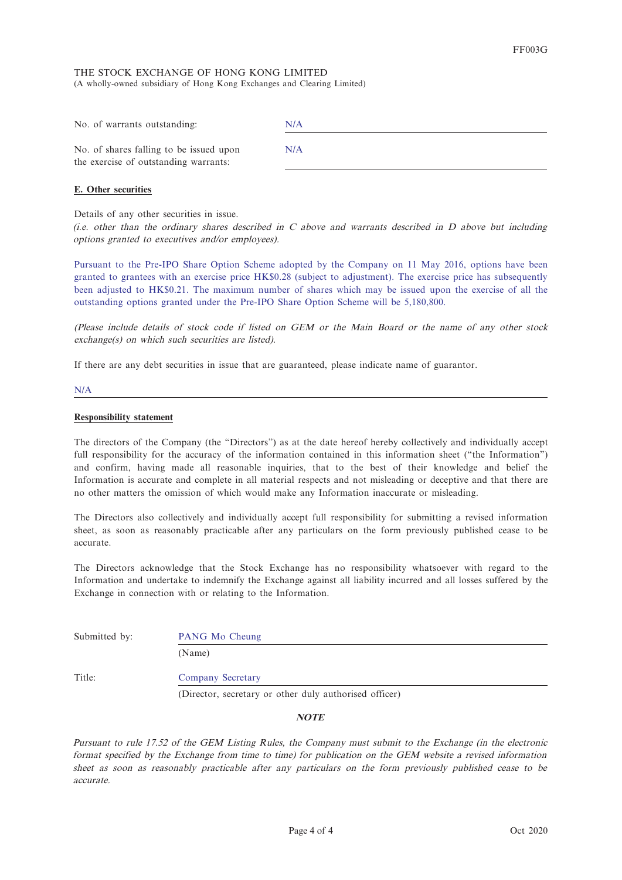No. of warrants outstanding: N/A

No. of shares falling to be issued upon the exercise of outstanding warrants: N/A

**E. Other securities**

Details of any other securities in issue.

*(i.e. other than the ordinary shares described in C above and warrants described in D above but including options granted to executives and/or employees).*

Pursuant to the Pre-IPO Share Option Scheme adopted by the Company on 11 May 2016, options have been granted to grantees with an exercise price HK$0.28 (subject to adjustment). The exercise price has subsequently been adjusted to HK$0.21. The maximum number of shares which may be issued upon the exercise of all the outstanding options granted under the Pre-IPO Share Option Scheme will be 5,180,800.

*(Please include details of stock code if listed on GEM or the Main Board or the name of any other stock exchange(s) on which such securities are listed).*

If there are any debt securities in issue that are guaranteed, please indicate name of guarantor.

N/A

**Responsibility statement**

The directors of the Company (the "Directors") as at the date hereof hereby collectively and individually accept full responsibility for the accuracy of the information contained in this information sheet ("the Information") and confirm, having made all reasonable inquiries, that to the best of their knowledge and belief the Information is accurate and complete in all material respects and not misleading or deceptive and that there are no other matters the omission of which would make any Information inaccurate or misleading.

The Directors also collectively and individually accept full responsibility for submitting a revised information sheet, as soon as reasonably practicable after any particulars on the form previously published cease to be accurate.

The Directors acknowledge that the Stock Exchange has no responsibility whatsoever with regard to the Information and undertake to indemnify the Exchange against all liability incurred and all losses suffered by the Exchange in connection with or relating to the Information.

Submitted by: PANG Mo Cheung
(Name)

Title: Company Secretary
(Director, secretary or other duly authorised officer)

***NOTE***

*Pursuant to rule 17.52 of the GEM Listing Rules, the Company must submit to the Exchange (in the electronic format specified by the Exchange from time to time) for publication on the GEM website a revised information sheet as soon as reasonably practicable after any particulars on the form previously published cease to be accurate.*